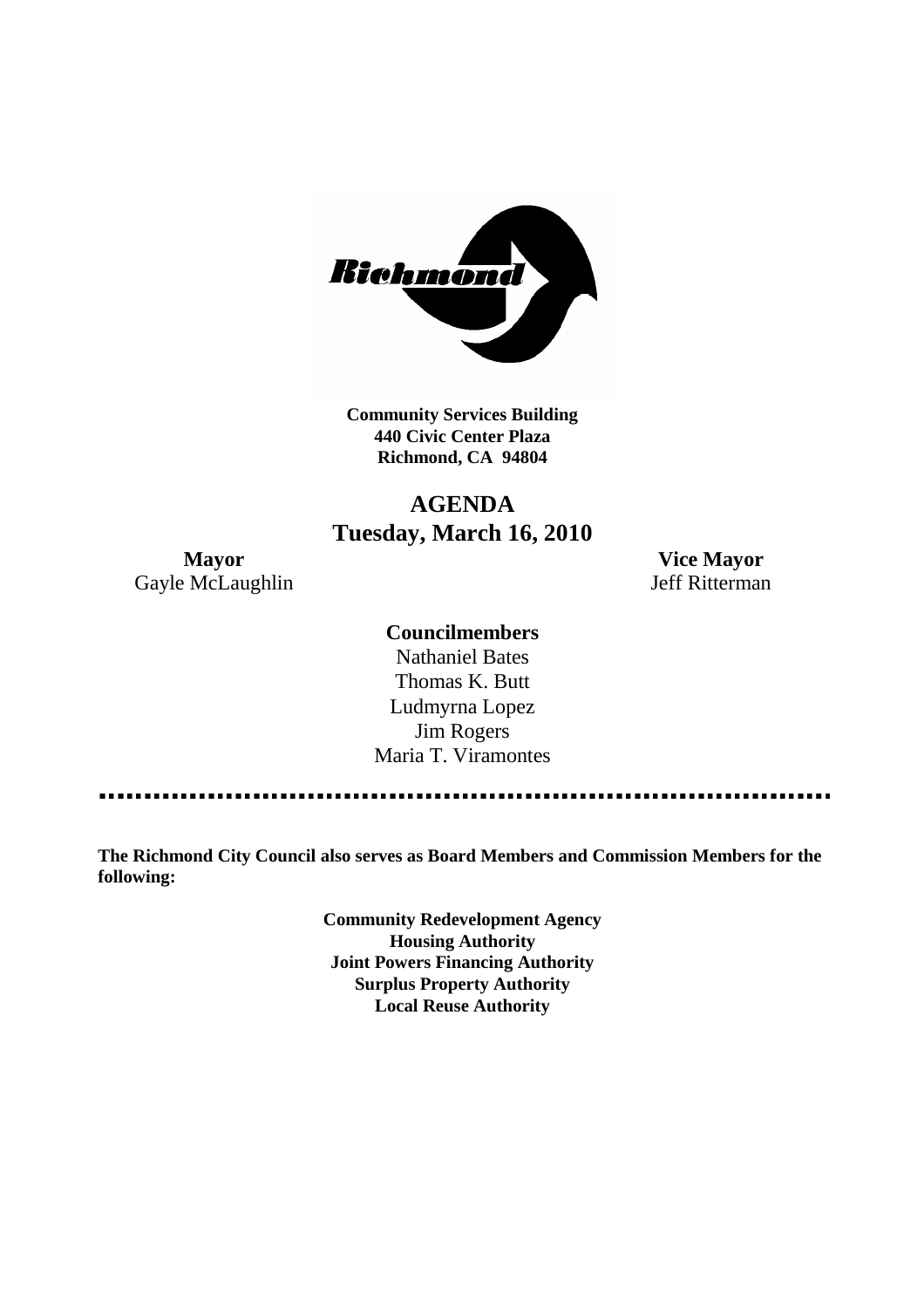**Community Services Building**
**440 Civic Center Plaza**
**Richmond, CA 94804**

# AGENDA
## Tuesday, March 16, 2010

**Mayor**
Gayle McLaughlin

**Vice Mayor**
Jeff Ritterman

**Councilmembers**

Nathaniel Bates
Thomas K. Butt
Ludmyrna Lopez
Jim Rogers
Maria T. Viramontes

---

**The Richmond City Council also serves as Board Members and Commission Members for the following:**

**Community Redevelopment Agency**
**Housing Authority**
**Joint Powers Financing Authority**
**Surplus Property Authority**
**Local Reuse Authority**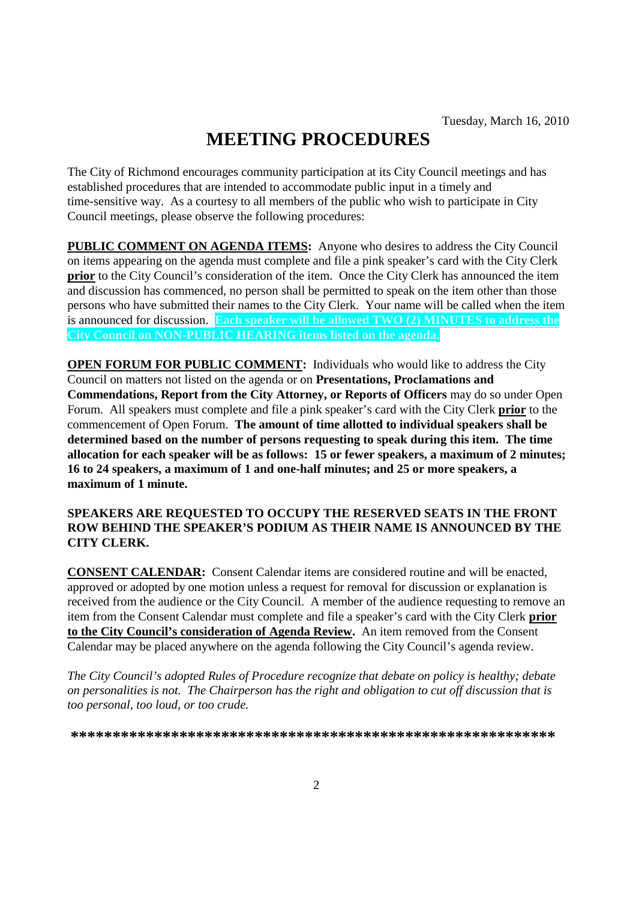Tuesday, March 16, 2010

# MEETING PROCEDURES

The City of Richmond encourages community participation at its City Council meetings and has established procedures that are intended to accommodate public input in a timely and time-sensitive way. As a courtesy to all members of the public who wish to participate in City Council meetings, please observe the following procedures:

**PUBLIC COMMENT ON AGENDA ITEMS:** Anyone who desires to address the City Council on items appearing on the agenda must complete and file a pink speaker's card with the City Clerk **prior** to the City Council's consideration of the item. Once the City Clerk has announced the item and discussion has commenced, no person shall be permitted to speak on the item other than those persons who have submitted their names to the City Clerk. Your name will be called when the item is announced for discussion. **Each speaker will be allowed TWO (2) MINUTES to address the City Council on NON-PUBLIC HEARING items listed on the agenda.**

**OPEN FORUM FOR PUBLIC COMMENT:** Individuals who would like to address the City Council on matters not listed on the agenda or on **Presentations, Proclamations and Commendations, Report from the City Attorney, or Reports of Officers** may do so under Open Forum. All speakers must complete and file a pink speaker's card with the City Clerk **prior** to the commencement of Open Forum. **The amount of time allotted to individual speakers shall be determined based on the number of persons requesting to speak during this item. The time allocation for each speaker will be as follows: 15 or fewer speakers, a maximum of 2 minutes; 16 to 24 speakers, a maximum of 1 and one-half minutes; and 25 or more speakers, a maximum of 1 minute.**

**SPEAKERS ARE REQUESTED TO OCCUPY THE RESERVED SEATS IN THE FRONT ROW BEHIND THE SPEAKER'S PODIUM AS THEIR NAME IS ANNOUNCED BY THE CITY CLERK.**

**CONSENT CALENDAR:** Consent Calendar items are considered routine and will be enacted, approved or adopted by one motion unless a request for removal for discussion or explanation is received from the audience or the City Council. A member of the audience requesting to remove an item from the Consent Calendar must complete and file a speaker's card with the City Clerk **prior to the City Council's consideration of Agenda Review.** An item removed from the Consent Calendar may be placed anywhere on the agenda following the City Council's agenda review.

*The City Council's adopted Rules of Procedure recognize that debate on policy is healthy; debate on personalities is not. The Chairperson has the right and obligation to cut off discussion that is too personal, too loud, or too crude.*

*****************************************************************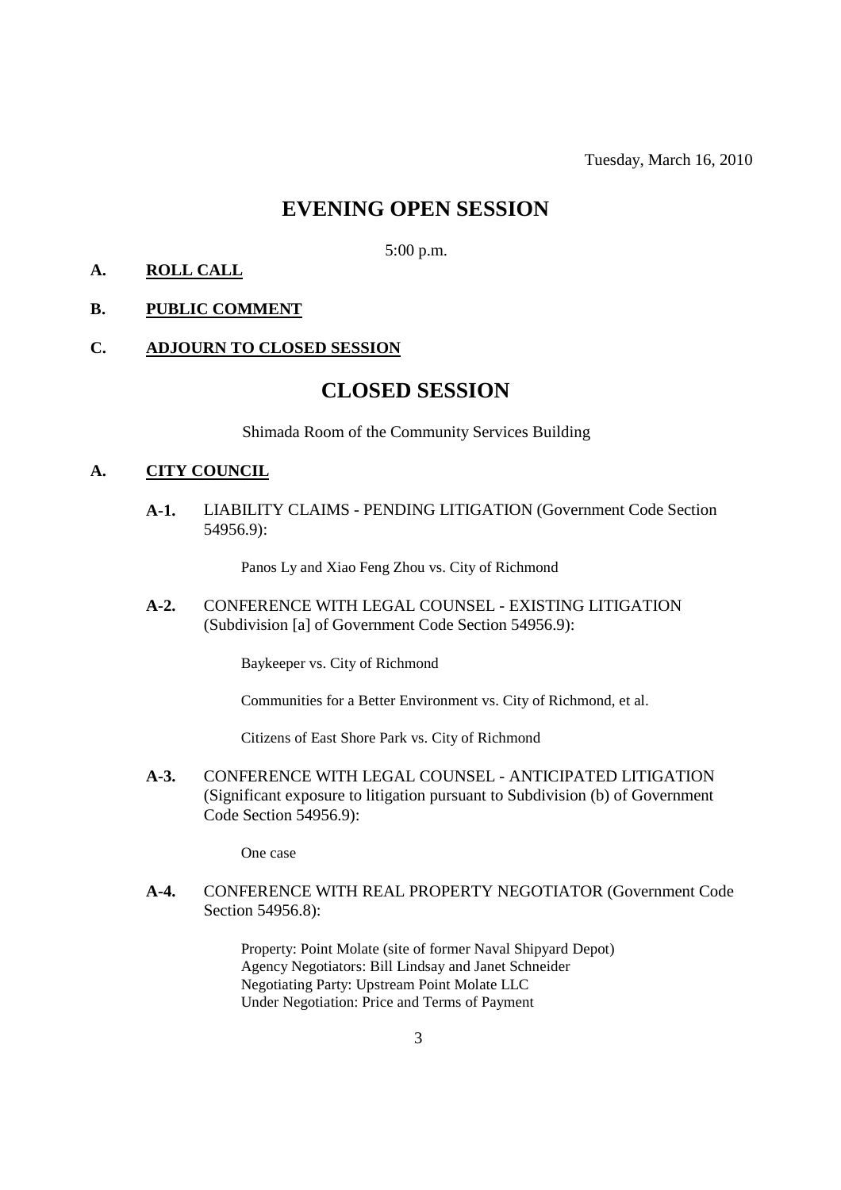Tuesday, March 16, 2010

# EVENING OPEN SESSION

5:00 p.m.

**A. ROLL CALL**

**B. PUBLIC COMMENT**

**C. ADJOURN TO CLOSED SESSION**

# CLOSED SESSION

Shimada Room of the Community Services Building

**A. CITY COUNCIL**

**A-1.** LIABILITY CLAIMS - PENDING LITIGATION (Government Code Section 54956.9):

Panos Ly and Xiao Feng Zhou vs. City of Richmond

**A-2.** CONFERENCE WITH LEGAL COUNSEL - EXISTING LITIGATION (Subdivision [a] of Government Code Section 54956.9):

Baykeeper vs. City of Richmond

Communities for a Better Environment vs. City of Richmond, et al.

Citizens of East Shore Park vs. City of Richmond

**A-3.** CONFERENCE WITH LEGAL COUNSEL - ANTICIPATED LITIGATION (Significant exposure to litigation pursuant to Subdivision (b) of Government Code Section 54956.9):

One case

**A-4.** CONFERENCE WITH REAL PROPERTY NEGOTIATOR (Government Code Section 54956.8):

Property: Point Molate (site of former Naval Shipyard Depot)
Agency Negotiators: Bill Lindsay and Janet Schneider
Negotiating Party: Upstream Point Molate LLC
Under Negotiation: Price and Terms of Payment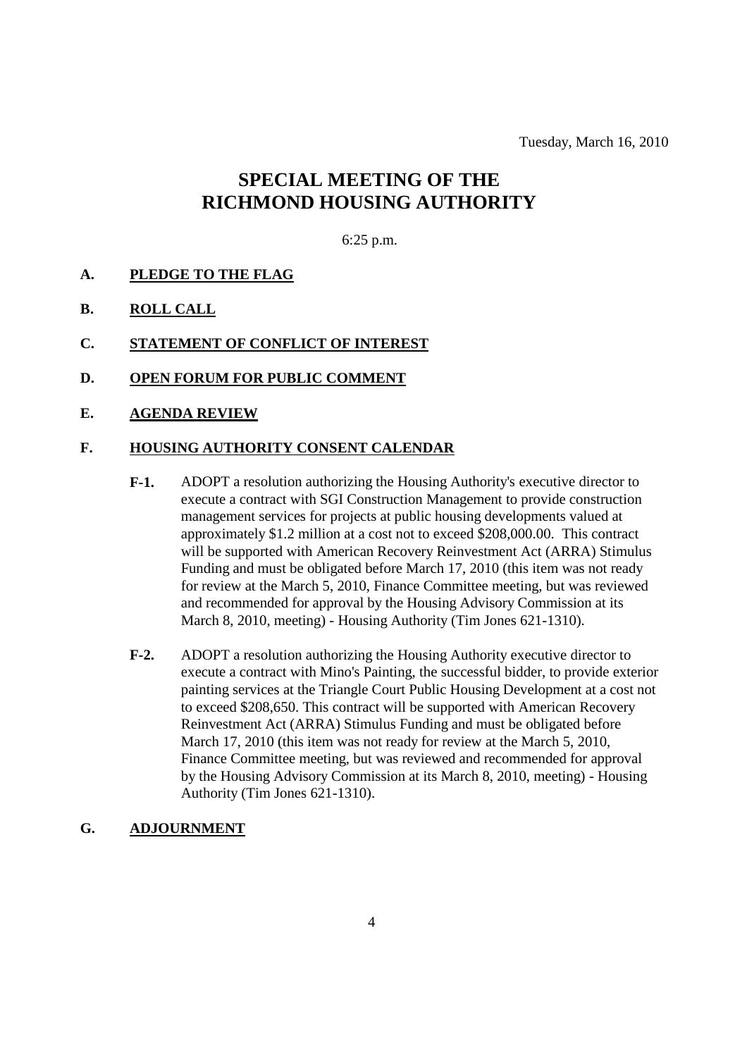Tuesday, March 16, 2010

# SPECIAL MEETING OF THE RICHMOND HOUSING AUTHORITY

6:25 p.m.

**A. PLEDGE TO THE FLAG**

**B. ROLL CALL**

**C. STATEMENT OF CONFLICT OF INTEREST**

**D. OPEN FORUM FOR PUBLIC COMMENT**

**E. AGENDA REVIEW**

**F. HOUSING AUTHORITY CONSENT CALENDAR**

**F-1.** ADOPT a resolution authorizing the Housing Authority's executive director to execute a contract with SGI Construction Management to provide construction management services for projects at public housing developments valued at approximately $1.2 million at a cost not to exceed $208,000.00. This contract will be supported with American Recovery Reinvestment Act (ARRA) Stimulus Funding and must be obligated before March 17, 2010 (this item was not ready for review at the March 5, 2010, Finance Committee meeting, but was reviewed and recommended for approval by the Housing Advisory Commission at its March 8, 2010, meeting) - Housing Authority (Tim Jones 621-1310).

**F-2.** ADOPT a resolution authorizing the Housing Authority executive director to execute a contract with Mino's Painting, the successful bidder, to provide exterior painting services at the Triangle Court Public Housing Development at a cost not to exceed $208,650. This contract will be supported with American Recovery Reinvestment Act (ARRA) Stimulus Funding and must be obligated before March 17, 2010 (this item was not ready for review at the March 5, 2010, Finance Committee meeting, but was reviewed and recommended for approval by the Housing Advisory Commission at its March 8, 2010, meeting) - Housing Authority (Tim Jones 621-1310).

**G. ADJOURNMENT**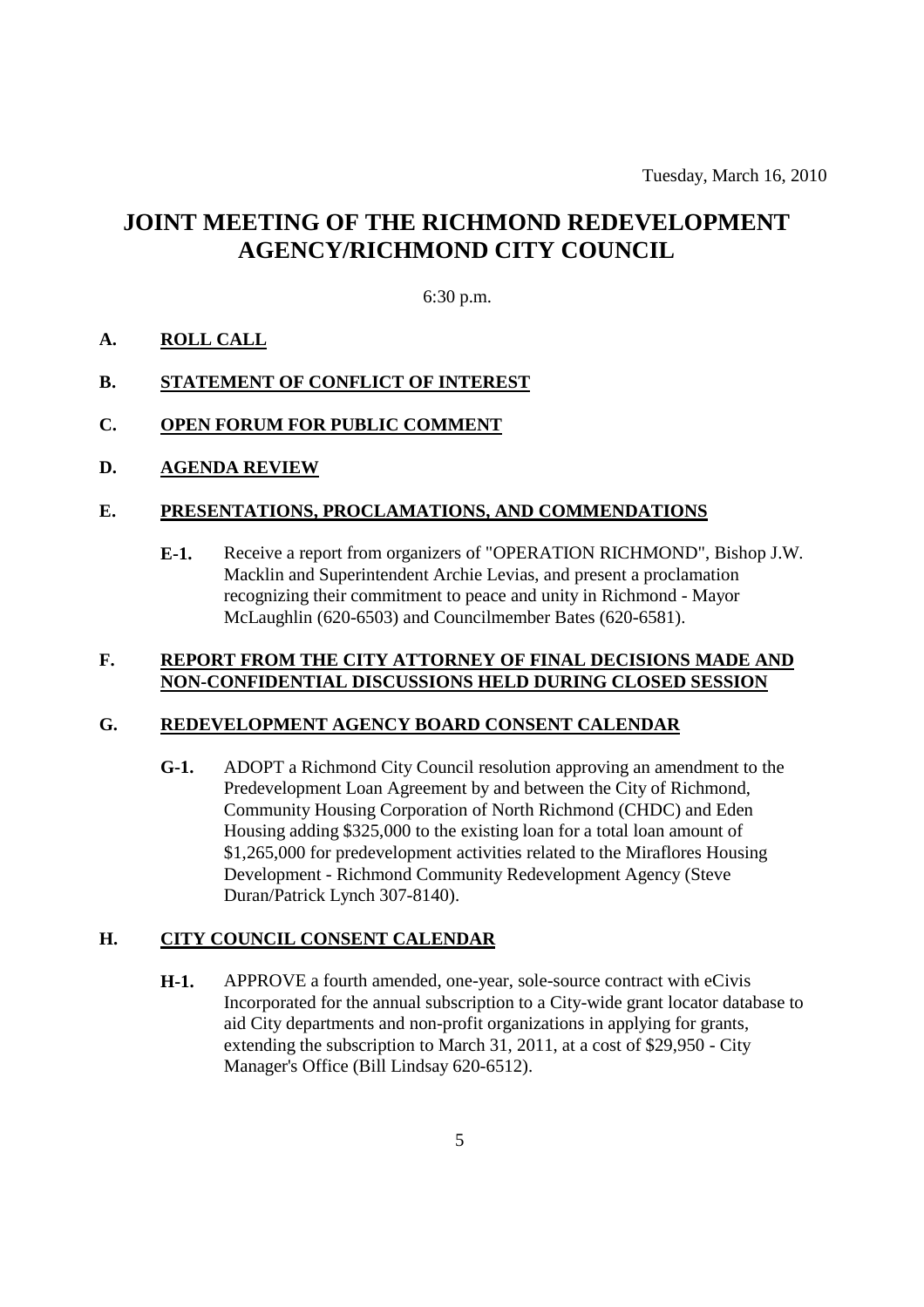Tuesday, March 16, 2010

# JOINT MEETING OF THE RICHMOND REDEVELOPMENT AGENCY/RICHMOND CITY COUNCIL

6:30 p.m.

## A. ROLL CALL

## B. STATEMENT OF CONFLICT OF INTEREST

## C. OPEN FORUM FOR PUBLIC COMMENT

## D. AGENDA REVIEW

## E. PRESENTATIONS, PROCLAMATIONS, AND COMMENDATIONS

**E-1.** Receive a report from organizers of "OPERATION RICHMOND", Bishop J.W. Macklin and Superintendent Archie Levias, and present a proclamation recognizing their commitment to peace and unity in Richmond - Mayor McLaughlin (620-6503) and Councilmember Bates (620-6581).

## F. REPORT FROM THE CITY ATTORNEY OF FINAL DECISIONS MADE AND NON-CONFIDENTIAL DISCUSSIONS HELD DURING CLOSED SESSION

## G. REDEVELOPMENT AGENCY BOARD CONSENT CALENDAR

**G-1.** ADOPT a Richmond City Council resolution approving an amendment to the Predevelopment Loan Agreement by and between the City of Richmond, Community Housing Corporation of North Richmond (CHDC) and Eden Housing adding $325,000 to the existing loan for a total loan amount of $1,265,000 for predevelopment activities related to the Miraflores Housing Development - Richmond Community Redevelopment Agency (Steve Duran/Patrick Lynch 307-8140).

## H. CITY COUNCIL CONSENT CALENDAR

**H-1.** APPROVE a fourth amended, one-year, sole-source contract with eCivis Incorporated for the annual subscription to a City-wide grant locator database to aid City departments and non-profit organizations in applying for grants, extending the subscription to March 31, 2011, at a cost of $29,950 - City Manager's Office (Bill Lindsay 620-6512).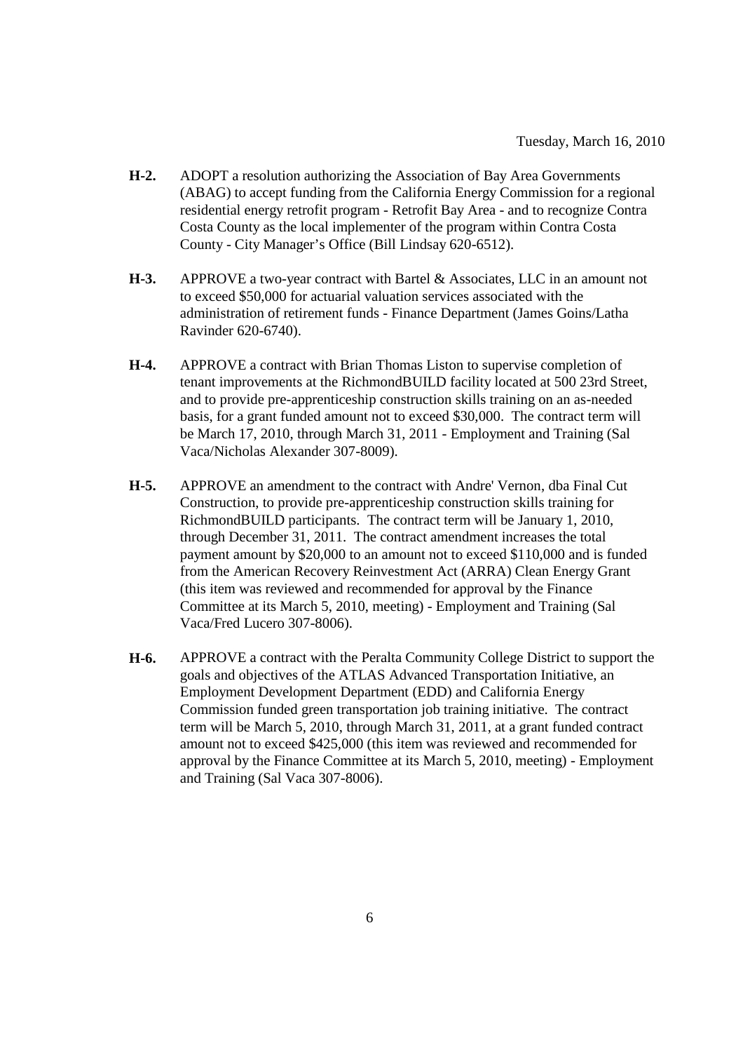Tuesday, March 16, 2010

**H-2.** ADOPT a resolution authorizing the Association of Bay Area Governments (ABAG) to accept funding from the California Energy Commission for a regional residential energy retrofit program - Retrofit Bay Area - and to recognize Contra Costa County as the local implementer of the program within Contra Costa County - City Manager's Office (Bill Lindsay 620-6512).

**H-3.** APPROVE a two-year contract with Bartel & Associates, LLC in an amount not to exceed $50,000 for actuarial valuation services associated with the administration of retirement funds - Finance Department (James Goins/Latha Ravinder 620-6740).

**H-4.** APPROVE a contract with Brian Thomas Liston to supervise completion of tenant improvements at the RichmondBUILD facility located at 500 23rd Street, and to provide pre-apprenticeship construction skills training on an as-needed basis, for a grant funded amount not to exceed $30,000. The contract term will be March 17, 2010, through March 31, 2011 - Employment and Training (Sal Vaca/Nicholas Alexander 307-8009).

**H-5.** APPROVE an amendment to the contract with Andre' Vernon, dba Final Cut Construction, to provide pre-apprenticeship construction skills training for RichmondBUILD participants. The contract term will be January 1, 2010, through December 31, 2011. The contract amendment increases the total payment amount by $20,000 to an amount not to exceed $110,000 and is funded from the American Recovery Reinvestment Act (ARRA) Clean Energy Grant (this item was reviewed and recommended for approval by the Finance Committee at its March 5, 2010, meeting) - Employment and Training (Sal Vaca/Fred Lucero 307-8006).

**H-6.** APPROVE a contract with the Peralta Community College District to support the goals and objectives of the ATLAS Advanced Transportation Initiative, an Employment Development Department (EDD) and California Energy Commission funded green transportation job training initiative. The contract term will be March 5, 2010, through March 31, 2011, at a grant funded contract amount not to exceed $425,000 (this item was reviewed and recommended for approval by the Finance Committee at its March 5, 2010, meeting) - Employment and Training (Sal Vaca 307-8006).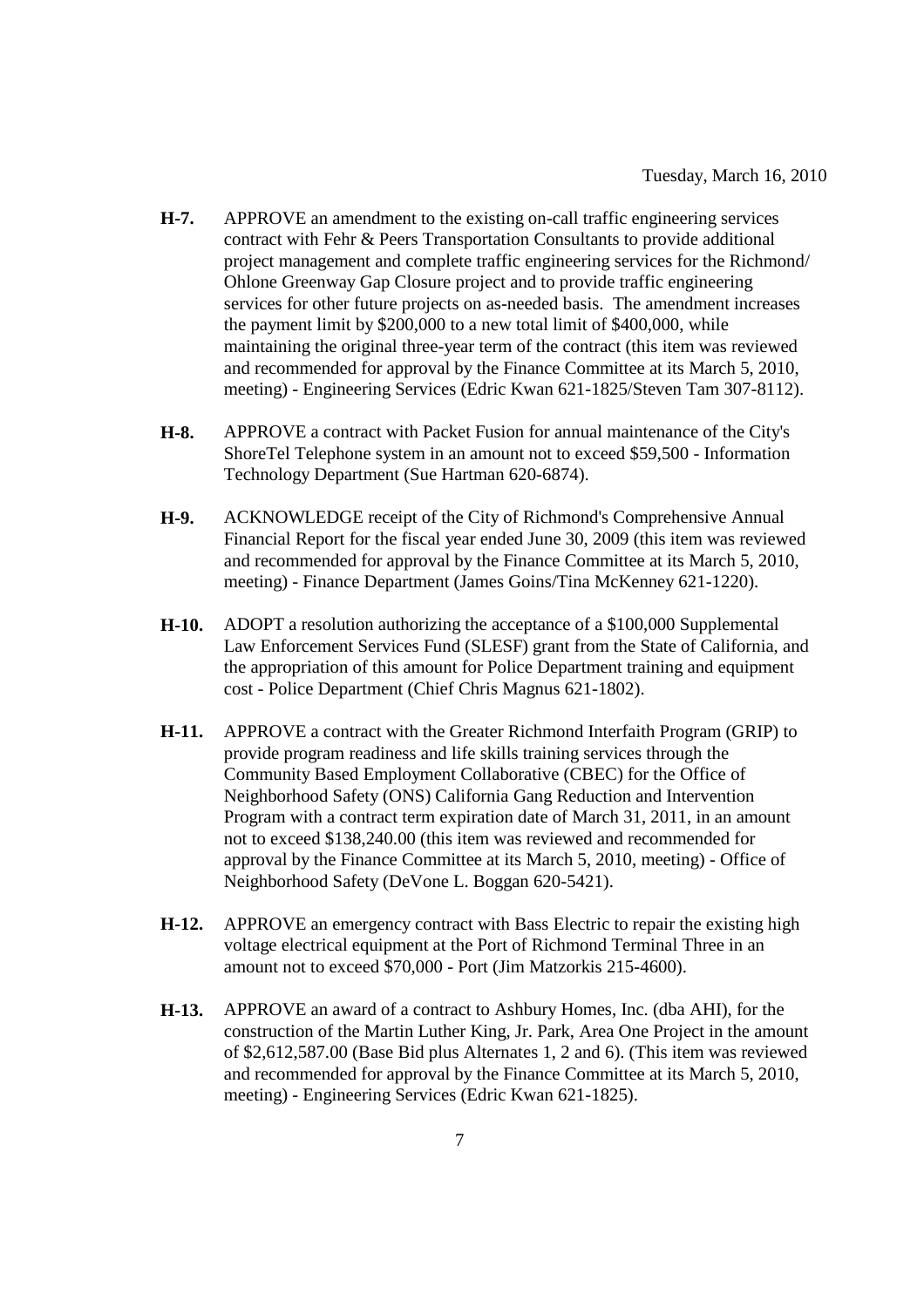**H-7.** APPROVE an amendment to the existing on-call traffic engineering services contract with Fehr & Peers Transportation Consultants to provide additional project management and complete traffic engineering services for the Richmond/ Ohlone Greenway Gap Closure project and to provide traffic engineering services for other future projects on as-needed basis. The amendment increases the payment limit by $200,000 to a new total limit of $400,000, while maintaining the original three-year term of the contract (this item was reviewed and recommended for approval by the Finance Committee at its March 5, 2010, meeting) - Engineering Services (Edric Kwan 621-1825/Steven Tam 307-8112).

**H-8.** APPROVE a contract with Packet Fusion for annual maintenance of the City's ShoreTel Telephone system in an amount not to exceed $59,500 - Information Technology Department (Sue Hartman 620-6874).

**H-9.** ACKNOWLEDGE receipt of the City of Richmond's Comprehensive Annual Financial Report for the fiscal year ended June 30, 2009 (this item was reviewed and recommended for approval by the Finance Committee at its March 5, 2010, meeting) - Finance Department (James Goins/Tina McKenney 621-1220).

**H-10.** ADOPT a resolution authorizing the acceptance of a $100,000 Supplemental Law Enforcement Services Fund (SLESF) grant from the State of California, and the appropriation of this amount for Police Department training and equipment cost - Police Department (Chief Chris Magnus 621-1802).

**H-11.** APPROVE a contract with the Greater Richmond Interfaith Program (GRIP) to provide program readiness and life skills training services through the Community Based Employment Collaborative (CBEC) for the Office of Neighborhood Safety (ONS) California Gang Reduction and Intervention Program with a contract term expiration date of March 31, 2011, in an amount not to exceed $138,240.00 (this item was reviewed and recommended for approval by the Finance Committee at its March 5, 2010, meeting) - Office of Neighborhood Safety (DeVone L. Boggan 620-5421).

**H-12.** APPROVE an emergency contract with Bass Electric to repair the existing high voltage electrical equipment at the Port of Richmond Terminal Three in an amount not to exceed $70,000 - Port (Jim Matzorkis 215-4600).

**H-13.** APPROVE an award of a contract to Ashbury Homes, Inc. (dba AHI), for the construction of the Martin Luther King, Jr. Park, Area One Project in the amount of $2,612,587.00 (Base Bid plus Alternates 1, 2 and 6). (This item was reviewed and recommended for approval by the Finance Committee at its March 5, 2010, meeting) - Engineering Services (Edric Kwan 621-1825).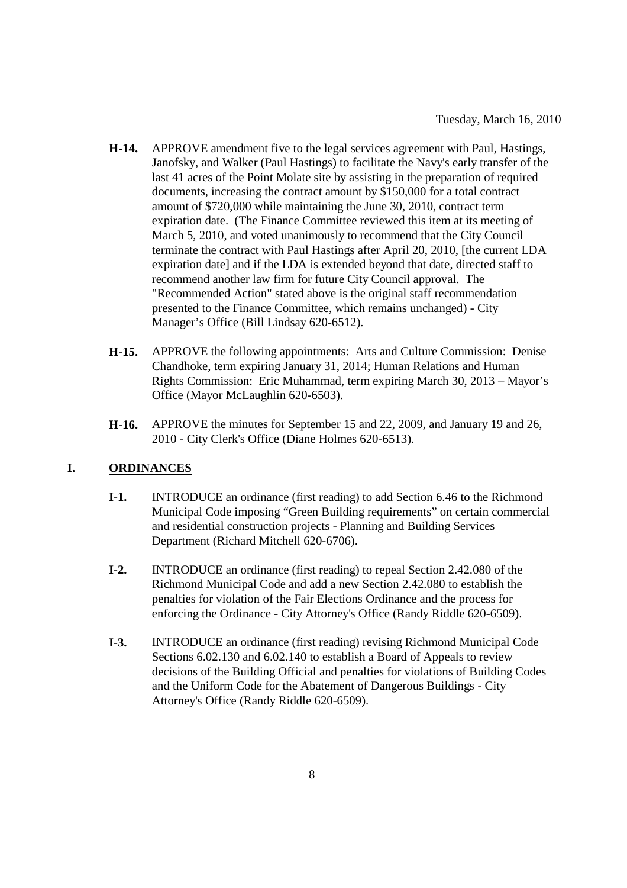- **H-14.** APPROVE amendment five to the legal services agreement with Paul, Hastings, Janofsky, and Walker (Paul Hastings) to facilitate the Navy's early transfer of the last 41 acres of the Point Molate site by assisting in the preparation of required documents, increasing the contract amount by $150,000 for a total contract amount of $720,000 while maintaining the June 30, 2010, contract term expiration date. (The Finance Committee reviewed this item at its meeting of March 5, 2010, and voted unanimously to recommend that the City Council terminate the contract with Paul Hastings after April 20, 2010, [the current LDA expiration date] and if the LDA is extended beyond that date, directed staff to recommend another law firm for future City Council approval. The "Recommended Action" stated above is the original staff recommendation presented to the Finance Committee, which remains unchanged) - City Manager's Office (Bill Lindsay 620-6512).

- **H-15.** APPROVE the following appointments: Arts and Culture Commission: Denise Chandhoke, term expiring January 31, 2014; Human Relations and Human Rights Commission: Eric Muhammad, term expiring March 30, 2013 – Mayor's Office (Mayor McLaughlin 620-6503).

- **H-16.** APPROVE the minutes for September 15 and 22, 2009, and January 19 and 26, 2010 - City Clerk's Office (Diane Holmes 620-6513).

## I. <u>ORDINANCES</u>

- **I-1.** INTRODUCE an ordinance (first reading) to add Section 6.46 to the Richmond Municipal Code imposing "Green Building requirements" on certain commercial and residential construction projects - Planning and Building Services Department (Richard Mitchell 620-6706).

- **I-2.** INTRODUCE an ordinance (first reading) to repeal Section 2.42.080 of the Richmond Municipal Code and add a new Section 2.42.080 to establish the penalties for violation of the Fair Elections Ordinance and the process for enforcing the Ordinance - City Attorney's Office (Randy Riddle 620-6509).

- **I-3.** INTRODUCE an ordinance (first reading) revising Richmond Municipal Code Sections 6.02.130 and 6.02.140 to establish a Board of Appeals to review decisions of the Building Official and penalties for violations of Building Codes and the Uniform Code for the Abatement of Dangerous Buildings - City Attorney's Office (Randy Riddle 620-6509).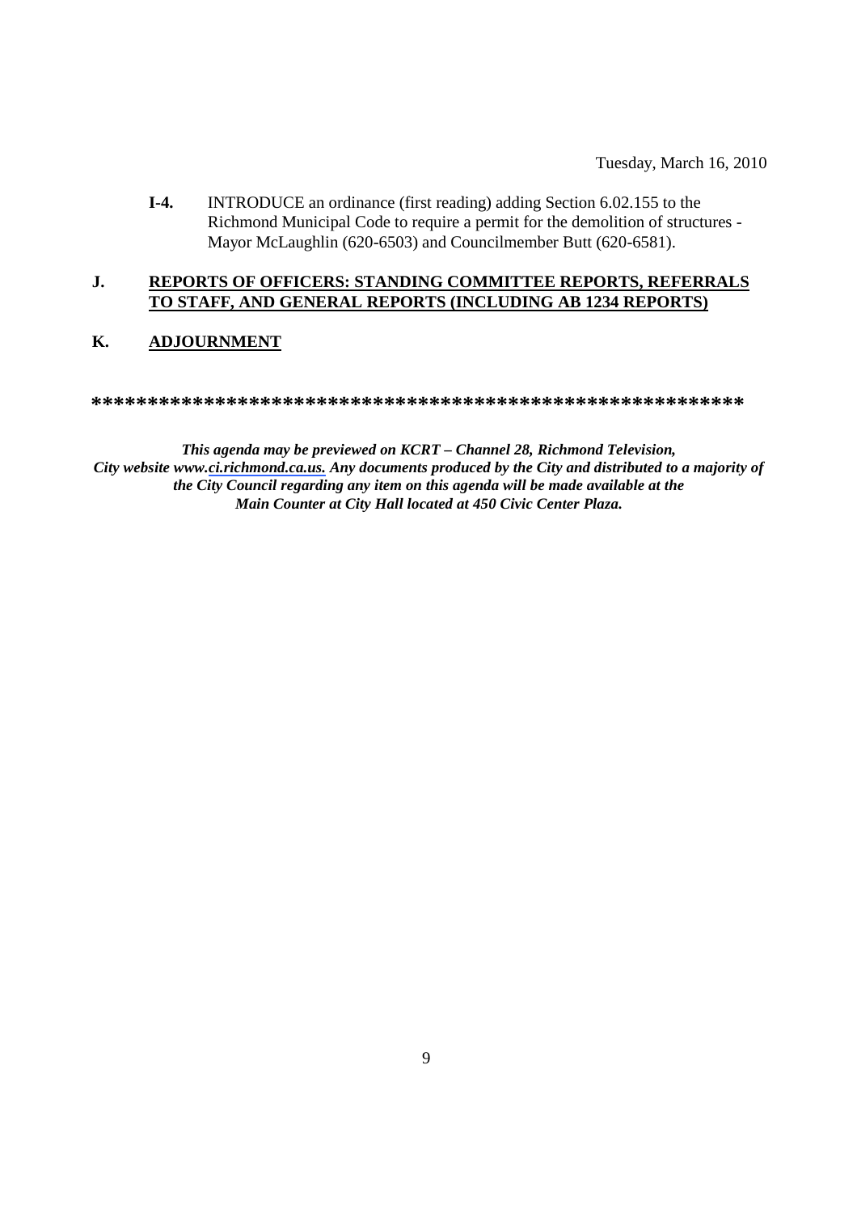**I-4.** INTRODUCE an ordinance (first reading) adding Section 6.02.155 to the Richmond Municipal Code to require a permit for the demolition of structures - Mayor McLaughlin (620-6503) and Councilmember Butt (620-6581).

## J. REPORTS OF OFFICERS: STANDING COMMITTEE REPORTS, REFERRALS TO STAFF, AND GENERAL REPORTS (INCLUDING AB 1234 REPORTS)

## K. ADJOURNMENT

**************************************************************

***This agenda may be previewed on KCRT – Channel 28, Richmond Television, City website www.ci.richmond.ca.us. Any documents produced by the City and distributed to a majority of the City Council regarding any item on this agenda will be made available at the Main Counter at City Hall located at 450 Civic Center Plaza.***